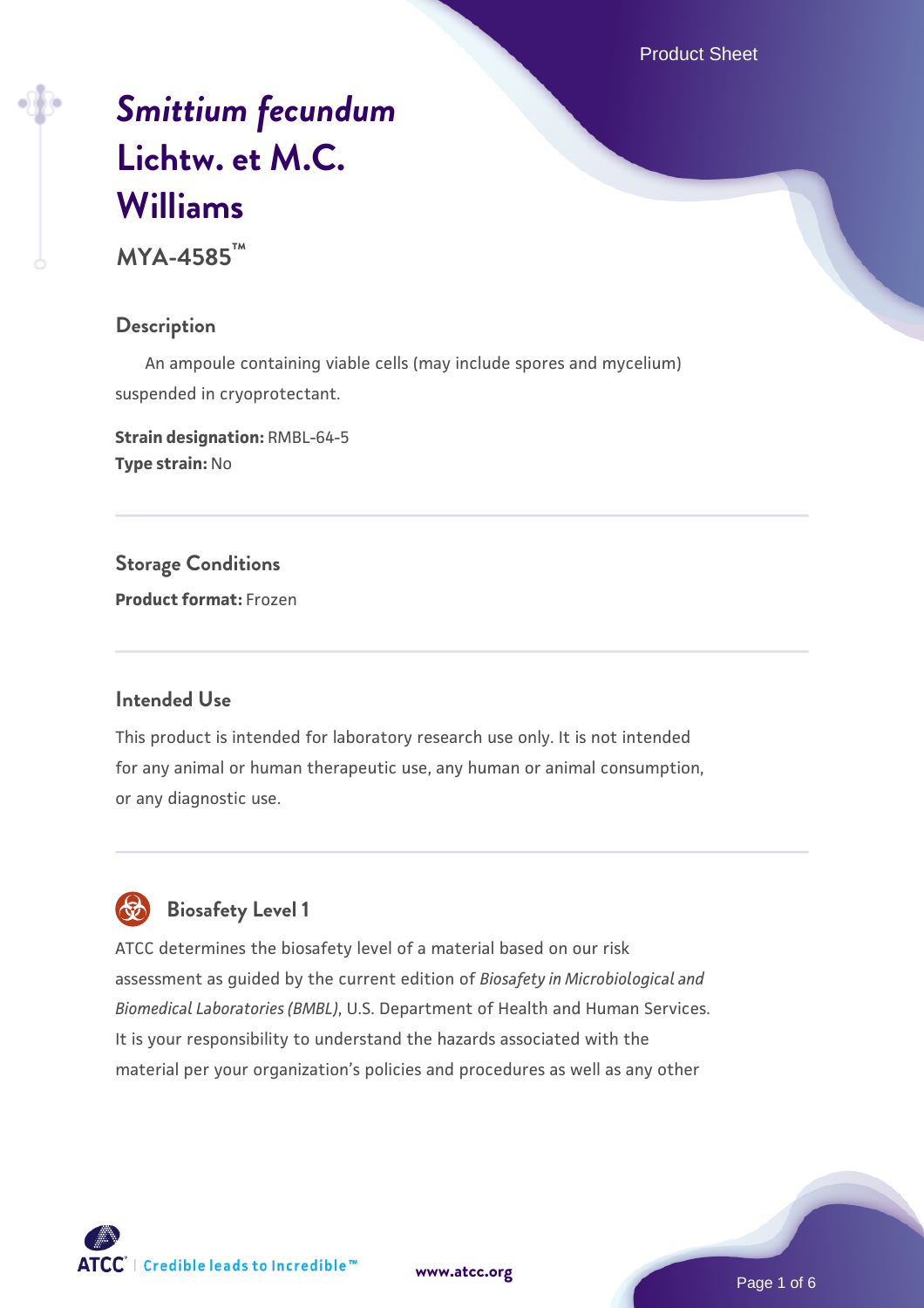# *Smittium fecundum* Lichtw. et M.C. Williams

**MYA-4585™**

## Description

An ampoule containing viable cells (may include spores and mycelium) suspended in cryoprotectant.

**Strain designation:** RMBL-64-5
**Type strain:** No

## Storage Conditions

**Product format:** Frozen

## Intended Use

This product is intended for laboratory research use only. It is not intended for any animal or human therapeutic use, any human or animal consumption, or any diagnostic use.

## Biosafety Level 1

ATCC determines the biosafety level of a material based on our risk assessment as guided by the current edition of *Biosafety in Microbiological and Biomedical Laboratories (BMBL)*, U.S. Department of Health and Human Services. It is your responsibility to understand the hazards associated with the material per your organization's policies and procedures as well as any other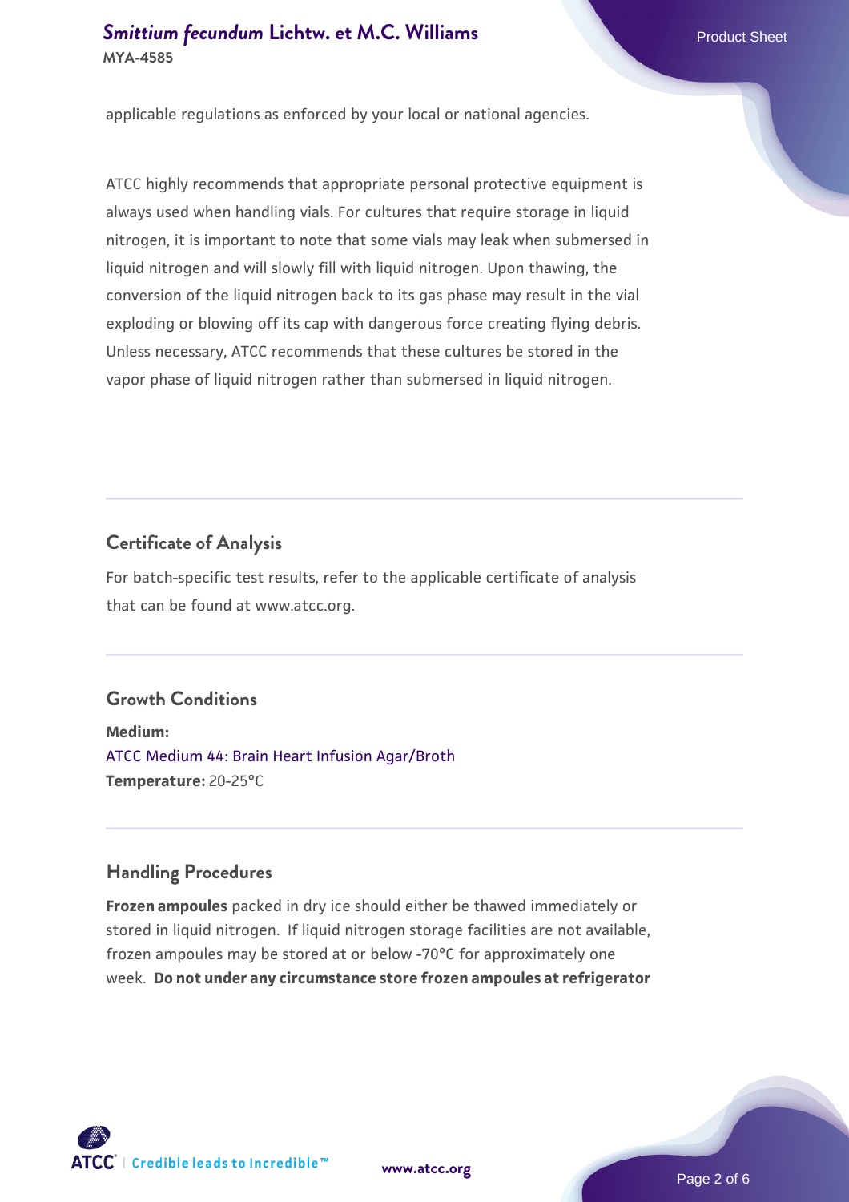applicable regulations as enforced by your local or national agencies.

ATCC highly recommends that appropriate personal protective equipment is always used when handling vials. For cultures that require storage in liquid nitrogen, it is important to note that some vials may leak when submersed in liquid nitrogen and will slowly fill with liquid nitrogen. Upon thawing, the conversion of the liquid nitrogen back to its gas phase may result in the vial exploding or blowing off its cap with dangerous force creating flying debris. Unless necessary, ATCC recommends that these cultures be stored in the vapor phase of liquid nitrogen rather than submersed in liquid nitrogen.

## Certificate of Analysis

For batch-specific test results, refer to the applicable certificate of analysis that can be found at www.atcc.org.

## Growth Conditions

**Medium:**
ATCC Medium 44: Brain Heart Infusion Agar/Broth
**Temperature:** 20-25°C

## Handling Procedures

**Frozen ampoules** packed in dry ice should either be thawed immediately or stored in liquid nitrogen. If liquid nitrogen storage facilities are not available, frozen ampoules may be stored at or below -70°C for approximately one week. **Do not under any circumstance store frozen ampoules at refrigerator**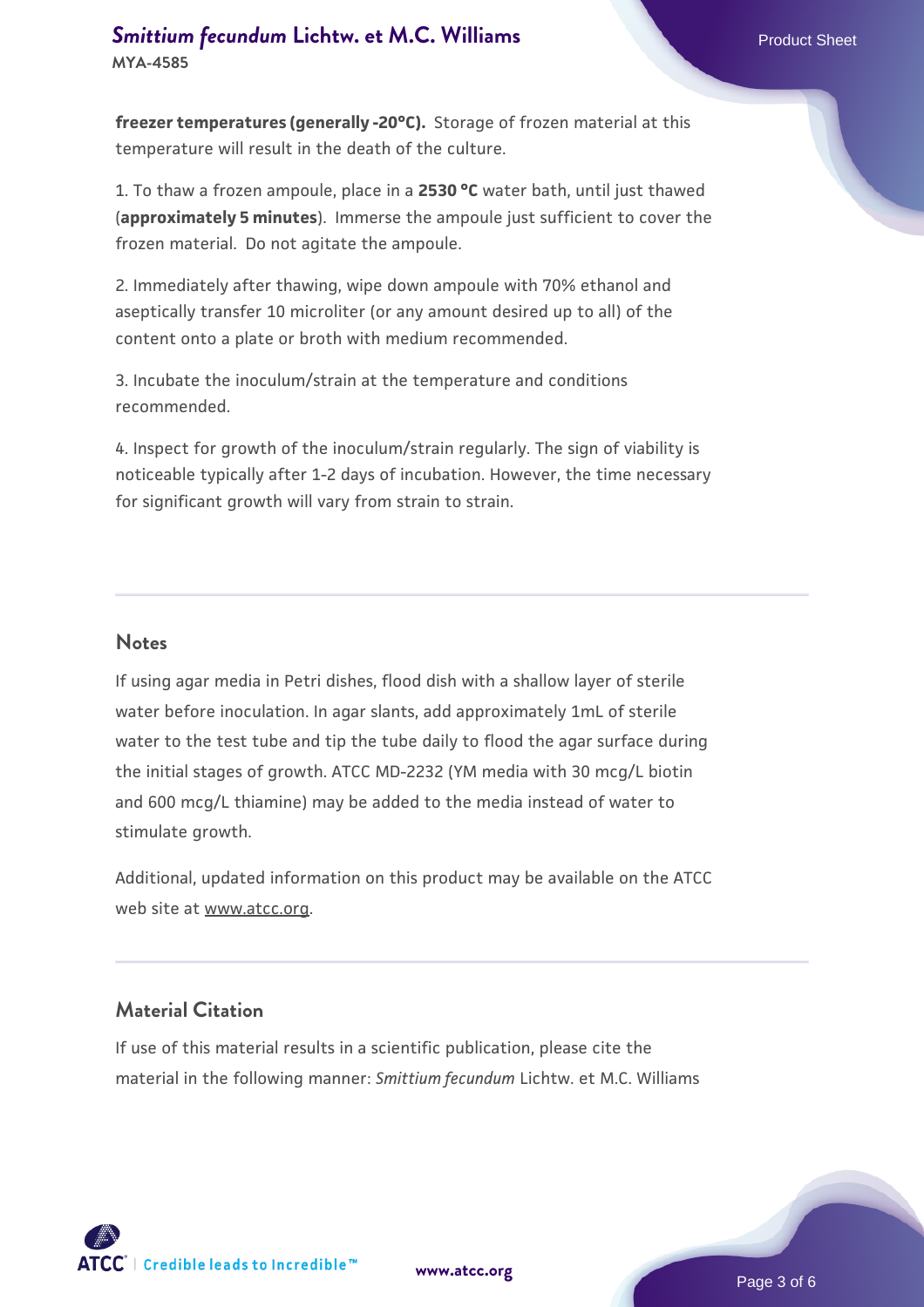**freezer temperatures (generally -20°C).** Storage of frozen material at this temperature will result in the death of the culture.

1. To thaw a frozen ampoule, place in a **2530 °C** water bath, until just thawed (**approximately 5 minutes**). Immerse the ampoule just sufficient to cover the frozen material. Do not agitate the ampoule.

2. Immediately after thawing, wipe down ampoule with 70% ethanol and aseptically transfer 10 microliter (or any amount desired up to all) of the content onto a plate or broth with medium recommended.

3. Incubate the inoculum/strain at the temperature and conditions recommended.

4. Inspect for growth of the inoculum/strain regularly. The sign of viability is noticeable typically after 1-2 days of incubation. However, the time necessary for significant growth will vary from strain to strain.

## Notes

If using agar media in Petri dishes, flood dish with a shallow layer of sterile water before inoculation. In agar slants, add approximately 1mL of sterile water to the test tube and tip the tube daily to flood the agar surface during the initial stages of growth. ATCC MD-2232 (YM media with 30 mcg/L biotin and 600 mcg/L thiamine) may be added to the media instead of water to stimulate growth.

Additional, updated information on this product may be available on the ATCC web site at www.atcc.org.

## Material Citation

If use of this material results in a scientific publication, please cite the material in the following manner: *Smittium fecundum* Lichtw. et M.C. Williams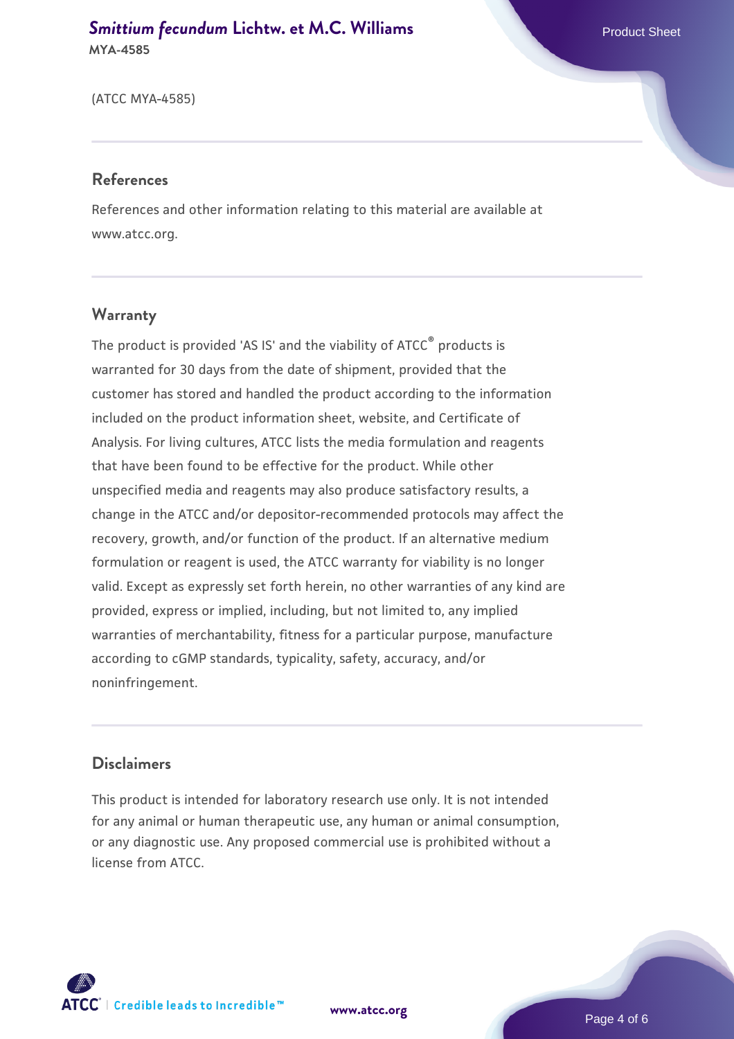(ATCC MYA-4585)

## References

References and other information relating to this material are available at www.atcc.org.

## Warranty

The product is provided 'AS IS' and the viability of ATCC® products is warranted for 30 days from the date of shipment, provided that the customer has stored and handled the product according to the information included on the product information sheet, website, and Certificate of Analysis. For living cultures, ATCC lists the media formulation and reagents that have been found to be effective for the product. While other unspecified media and reagents may also produce satisfactory results, a change in the ATCC and/or depositor-recommended protocols may affect the recovery, growth, and/or function of the product. If an alternative medium formulation or reagent is used, the ATCC warranty for viability is no longer valid. Except as expressly set forth herein, no other warranties of any kind are provided, express or implied, including, but not limited to, any implied warranties of merchantability, fitness for a particular purpose, manufacture according to cGMP standards, typicality, safety, accuracy, and/or noninfringement.

## Disclaimers

This product is intended for laboratory research use only. It is not intended for any animal or human therapeutic use, any human or animal consumption, or any diagnostic use. Any proposed commercial use is prohibited without a license from ATCC.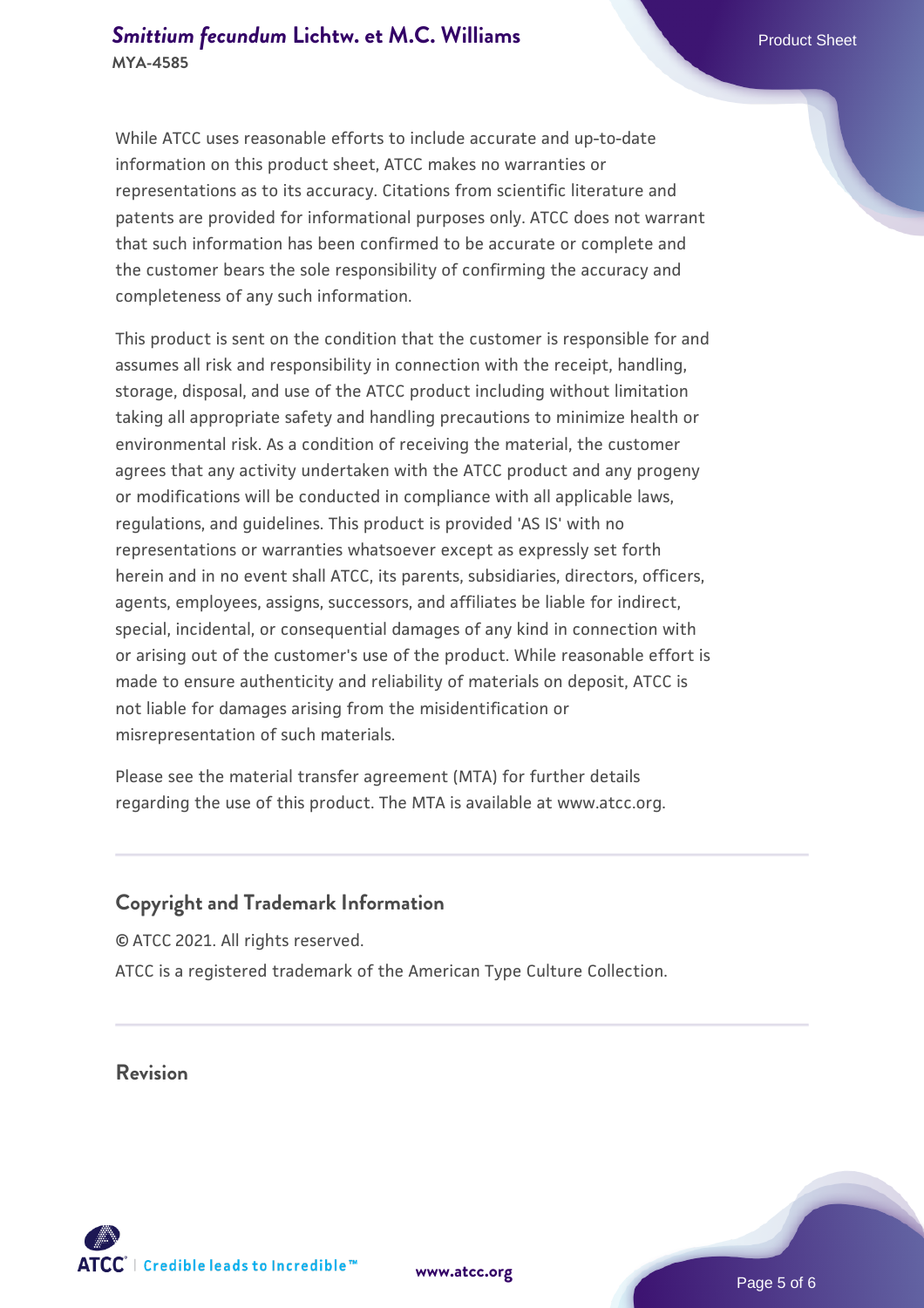While ATCC uses reasonable efforts to include accurate and up-to-date information on this product sheet, ATCC makes no warranties or representations as to its accuracy. Citations from scientific literature and patents are provided for informational purposes only. ATCC does not warrant that such information has been confirmed to be accurate or complete and the customer bears the sole responsibility of confirming the accuracy and completeness of any such information.

This product is sent on the condition that the customer is responsible for and assumes all risk and responsibility in connection with the receipt, handling, storage, disposal, and use of the ATCC product including without limitation taking all appropriate safety and handling precautions to minimize health or environmental risk. As a condition of receiving the material, the customer agrees that any activity undertaken with the ATCC product and any progeny or modifications will be conducted in compliance with all applicable laws, regulations, and guidelines. This product is provided 'AS IS' with no representations or warranties whatsoever except as expressly set forth herein and in no event shall ATCC, its parents, subsidiaries, directors, officers, agents, employees, assigns, successors, and affiliates be liable for indirect, special, incidental, or consequential damages of any kind in connection with or arising out of the customer's use of the product. While reasonable effort is made to ensure authenticity and reliability of materials on deposit, ATCC is not liable for damages arising from the misidentification or misrepresentation of such materials.

Please see the material transfer agreement (MTA) for further details regarding the use of this product. The MTA is available at www.atcc.org.

## Copyright and Trademark Information

© ATCC 2021. All rights reserved.

ATCC is a registered trademark of the American Type Culture Collection.

## Revision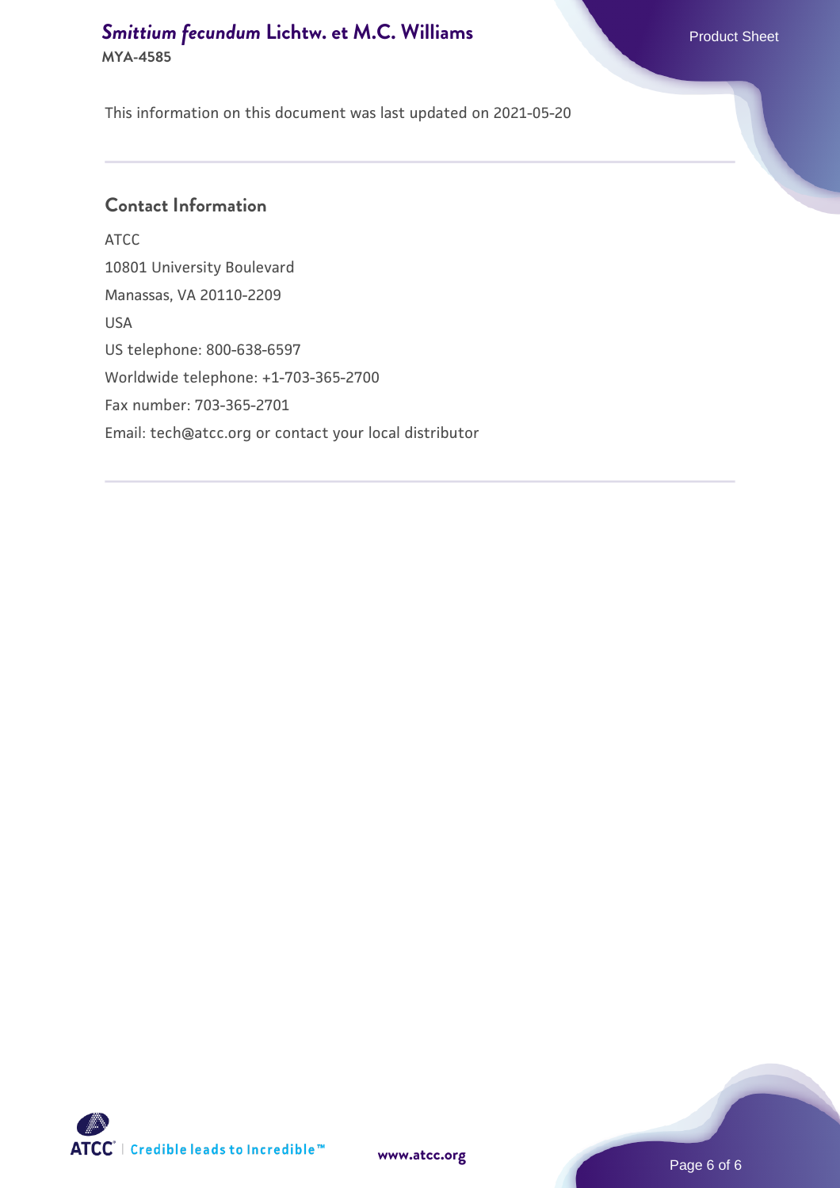This information on this document was last updated on 2021-05-20

## Contact Information

ATCC
10801 University Boulevard
Manassas, VA 20110-2209
USA
US telephone: 800-638-6597
Worldwide telephone: +1-703-365-2700
Fax number: 703-365-2701
Email: tech@atcc.org or contact your local distributor